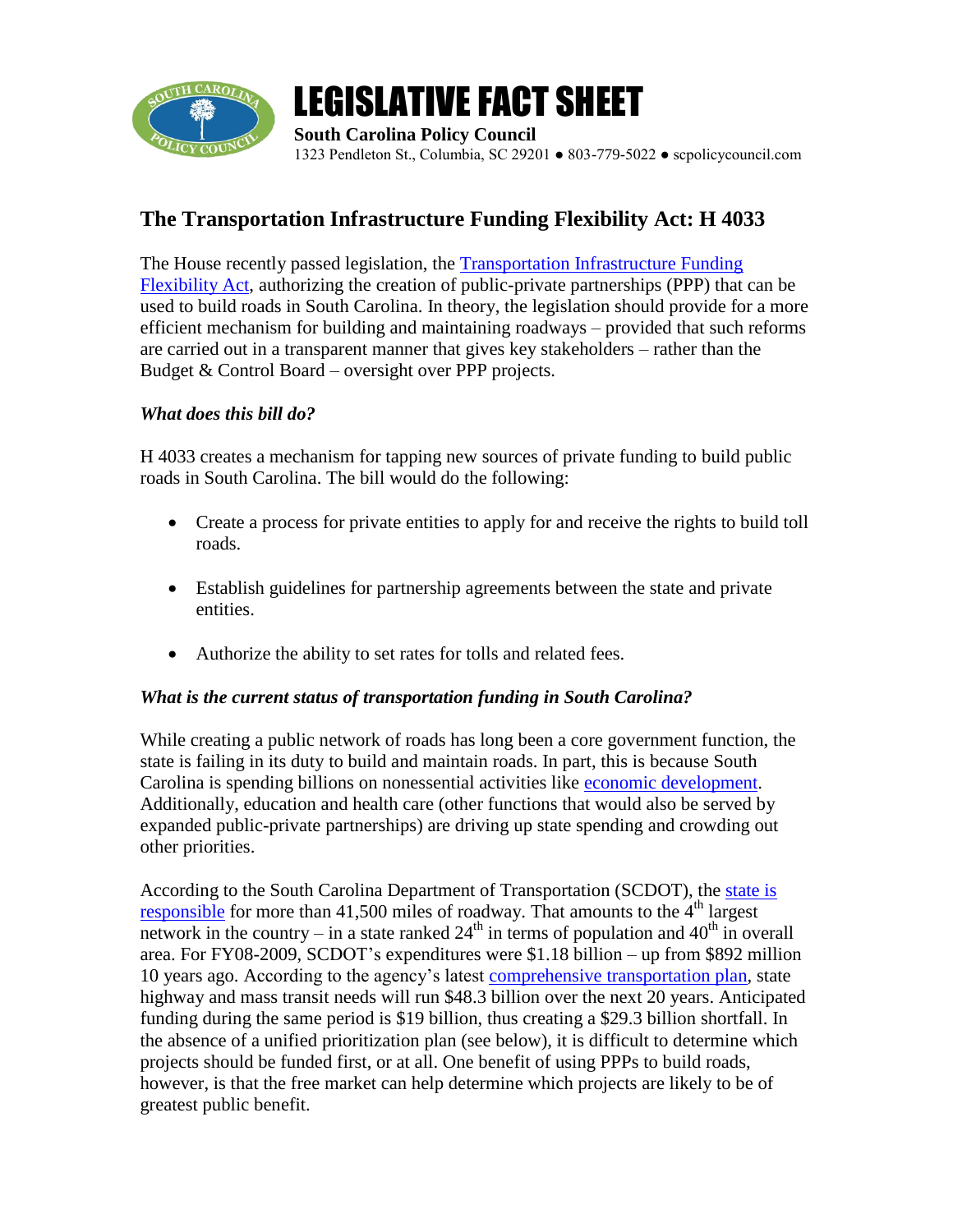# LEGISLATIVE FACT SHEET

**South Carolina Policy Council**
1323 Pendleton St., Columbia, SC 29201 ● 803-779-5022 ● scpolicycouncil.com

## The Transportation Infrastructure Funding Flexibility Act: H 4033

The House recently passed legislation, the Transportation Infrastructure Funding Flexibility Act, authorizing the creation of public-private partnerships (PPP) that can be used to build roads in South Carolina. In theory, the legislation should provide for a more efficient mechanism for building and maintaining roadways – provided that such reforms are carried out in a transparent manner that gives key stakeholders – rather than the Budget & Control Board – oversight over PPP projects.

### *What does this bill do?*

H 4033 creates a mechanism for tapping new sources of private funding to build public roads in South Carolina. The bill would do the following:

- Create a process for private entities to apply for and receive the rights to build toll roads.
- Establish guidelines for partnership agreements between the state and private entities.
- Authorize the ability to set rates for tolls and related fees.

### *What is the current status of transportation funding in South Carolina?*

While creating a public network of roads has long been a core government function, the state is failing in its duty to build and maintain roads. In part, this is because South Carolina is spending billions on nonessential activities like economic development. Additionally, education and health care (other functions that would also be served by expanded public-private partnerships) are driving up state spending and crowding out other priorities.

According to the South Carolina Department of Transportation (SCDOT), the state is responsible for more than 41,500 miles of roadway. That amounts to the 4th largest network in the country – in a state ranked 24th in terms of population and 40th in overall area. For FY08-2009, SCDOT's expenditures were $1.18 billion – up from $892 million 10 years ago. According to the agency's latest comprehensive transportation plan, state highway and mass transit needs will run $48.3 billion over the next 20 years. Anticipated funding during the same period is $19 billion, thus creating a $29.3 billion shortfall. In the absence of a unified prioritization plan (see below), it is difficult to determine which projects should be funded first, or at all. One benefit of using PPPs to build roads, however, is that the free market can help determine which projects are likely to be of greatest public benefit.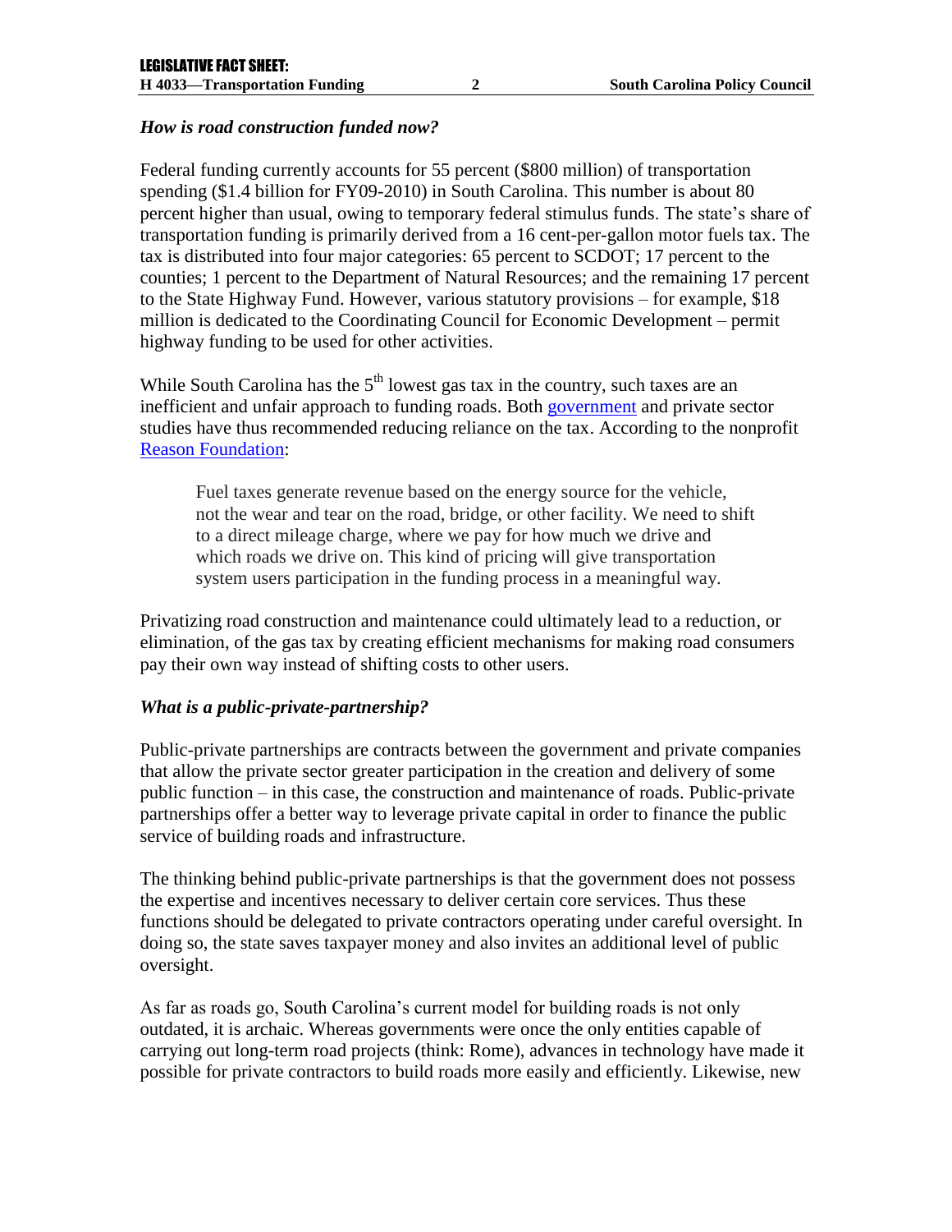### *How is road construction funded now?*

Federal funding currently accounts for 55 percent ($800 million) of transportation spending ($1.4 billion for FY09-2010) in South Carolina. This number is about 80 percent higher than usual, owing to temporary federal stimulus funds. The state's share of transportation funding is primarily derived from a 16 cent-per-gallon motor fuels tax. The tax is distributed into four major categories: 65 percent to SCDOT; 17 percent to the counties; 1 percent to the Department of Natural Resources; and the remaining 17 percent to the State Highway Fund. However, various statutory provisions – for example, $18 million is dedicated to the Coordinating Council for Economic Development – permit highway funding to be used for other activities.

While South Carolina has the 5th lowest gas tax in the country, such taxes are an inefficient and unfair approach to funding roads. Both government and private sector studies have thus recommended reducing reliance on the tax. According to the nonprofit Reason Foundation:

> Fuel taxes generate revenue based on the energy source for the vehicle, not the wear and tear on the road, bridge, or other facility. We need to shift to a direct mileage charge, where we pay for how much we drive and which roads we drive on. This kind of pricing will give transportation system users participation in the funding process in a meaningful way.

Privatizing road construction and maintenance could ultimately lead to a reduction, or elimination, of the gas tax by creating efficient mechanisms for making road consumers pay their own way instead of shifting costs to other users.

### *What is a public-private-partnership?*

Public-private partnerships are contracts between the government and private companies that allow the private sector greater participation in the creation and delivery of some public function – in this case, the construction and maintenance of roads. Public-private partnerships offer a better way to leverage private capital in order to finance the public service of building roads and infrastructure.

The thinking behind public-private partnerships is that the government does not possess the expertise and incentives necessary to deliver certain core services. Thus these functions should be delegated to private contractors operating under careful oversight. In doing so, the state saves taxpayer money and also invites an additional level of public oversight.

As far as roads go, South Carolina's current model for building roads is not only outdated, it is archaic. Whereas governments were once the only entities capable of carrying out long-term road projects (think: Rome), advances in technology have made it possible for private contractors to build roads more easily and efficiently. Likewise, new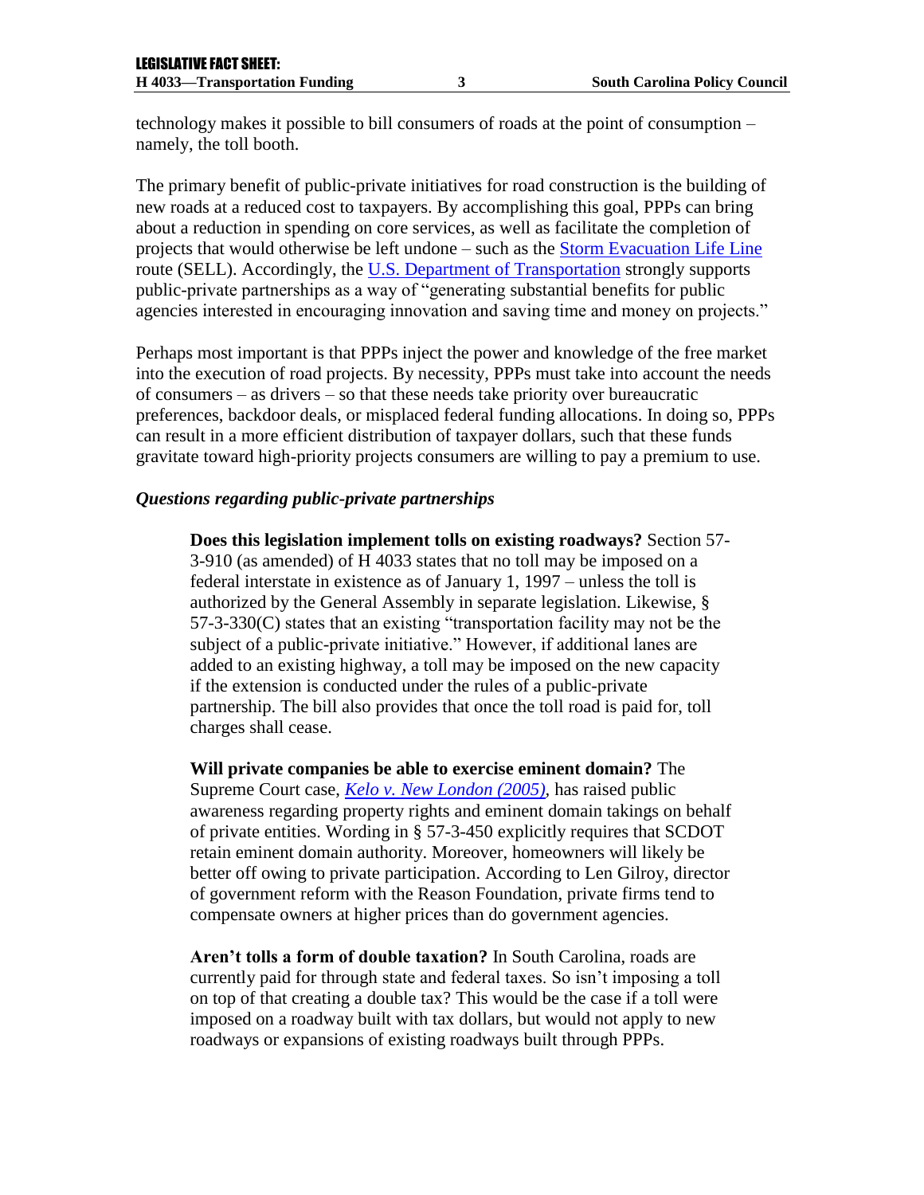technology makes it possible to bill consumers of roads at the point of consumption – namely, the toll booth.

The primary benefit of public-private initiatives for road construction is the building of new roads at a reduced cost to taxpayers. By accomplishing this goal, PPPs can bring about a reduction in spending on core services, as well as facilitate the completion of projects that would otherwise be left undone – such as the Storm Evacuation Life Line route (SELL). Accordingly, the U.S. Department of Transportation strongly supports public-private partnerships as a way of "generating substantial benefits for public agencies interested in encouraging innovation and saving time and money on projects."

Perhaps most important is that PPPs inject the power and knowledge of the free market into the execution of road projects. By necessity, PPPs must take into account the needs of consumers – as drivers – so that these needs take priority over bureaucratic preferences, backdoor deals, or misplaced federal funding allocations. In doing so, PPPs can result in a more efficient distribution of taxpayer dollars, such that these funds gravitate toward high-priority projects consumers are willing to pay a premium to use.

### *Questions regarding public-private partnerships*

> **Does this legislation implement tolls on existing roadways?** Section 57-3-910 (as amended) of H 4033 states that no toll may be imposed on a federal interstate in existence as of January 1, 1997 – unless the toll is authorized by the General Assembly in separate legislation. Likewise, § 57-3-330(C) states that an existing "transportation facility may not be the subject of a public-private initiative." However, if additional lanes are added to an existing highway, a toll may be imposed on the new capacity if the extension is conducted under the rules of a public-private partnership. The bill also provides that once the toll road is paid for, toll charges shall cease.
>
> **Will private companies be able to exercise eminent domain?** The Supreme Court case, *Kelo v. New London (2005)*, has raised public awareness regarding property rights and eminent domain takings on behalf of private entities. Wording in § 57-3-450 explicitly requires that SCDOT retain eminent domain authority. Moreover, homeowners will likely be better off owing to private participation. According to Len Gilroy, director of government reform with the Reason Foundation, private firms tend to compensate owners at higher prices than do government agencies.
>
> **Aren't tolls a form of double taxation?** In South Carolina, roads are currently paid for through state and federal taxes. So isn't imposing a toll on top of that creating a double tax? This would be the case if a toll were imposed on a roadway built with tax dollars, but would not apply to new roadways or expansions of existing roadways built through PPPs.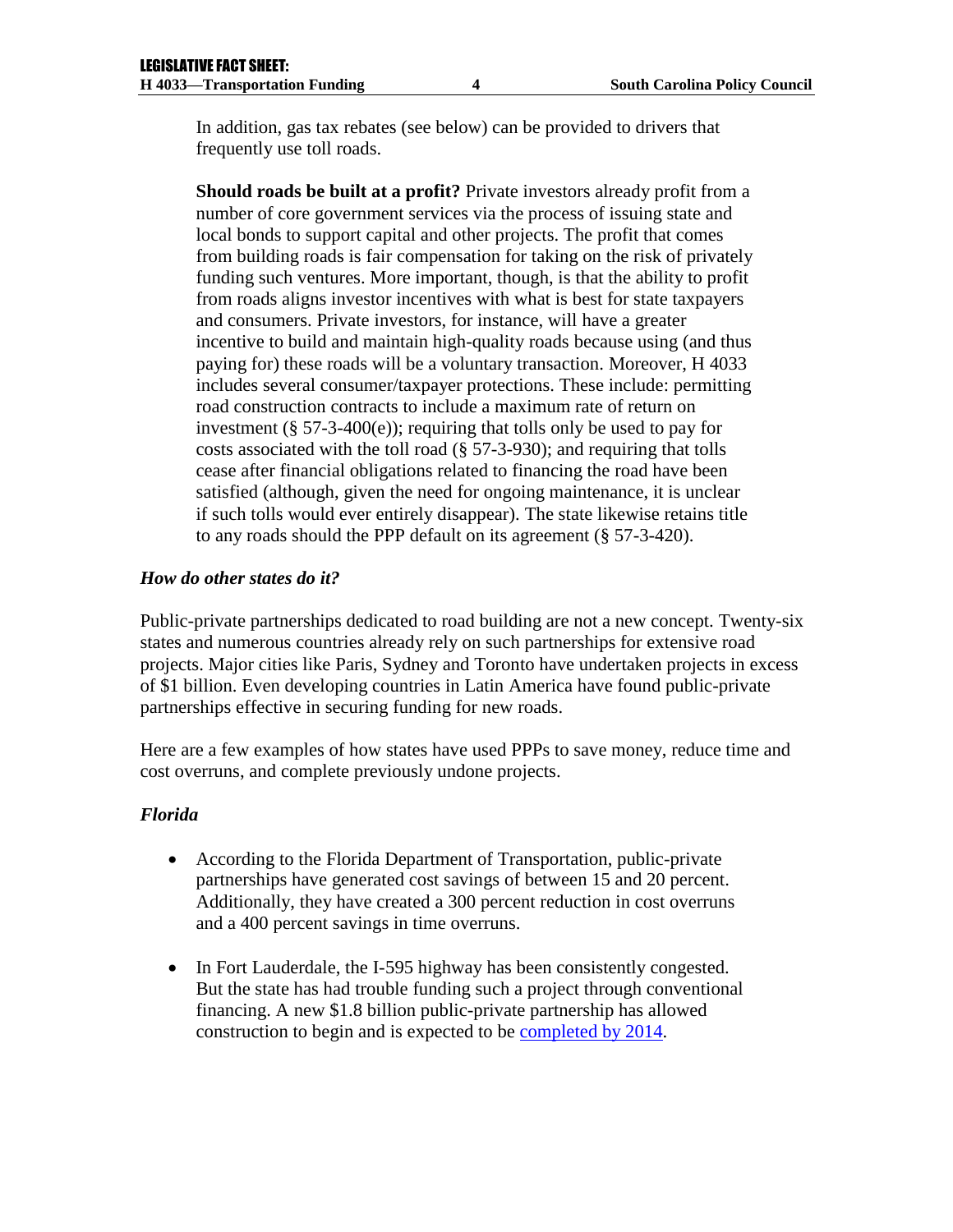In addition, gas tax rebates (see below) can be provided to drivers that frequently use toll roads.

**Should roads be built at a profit?** Private investors already profit from a number of core government services via the process of issuing state and local bonds to support capital and other projects. The profit that comes from building roads is fair compensation for taking on the risk of privately funding such ventures. More important, though, is that the ability to profit from roads aligns investor incentives with what is best for state taxpayers and consumers. Private investors, for instance, will have a greater incentive to build and maintain high-quality roads because using (and thus paying for) these roads will be a voluntary transaction. Moreover, H 4033 includes several consumer/taxpayer protections. These include: permitting road construction contracts to include a maximum rate of return on investment (§ 57-3-400(e)); requiring that tolls only be used to pay for costs associated with the toll road (§ 57-3-930); and requiring that tolls cease after financial obligations related to financing the road have been satisfied (although, given the need for ongoing maintenance, it is unclear if such tolls would ever entirely disappear). The state likewise retains title to any roads should the PPP default on its agreement (§ 57-3-420).

### *How do other states do it?*

Public-private partnerships dedicated to road building are not a new concept. Twenty-six states and numerous countries already rely on such partnerships for extensive road projects. Major cities like Paris, Sydney and Toronto have undertaken projects in excess of $1 billion. Even developing countries in Latin America have found public-private partnerships effective in securing funding for new roads.

Here are a few examples of how states have used PPPs to save money, reduce time and cost overruns, and complete previously undone projects.

### *Florida*

- According to the Florida Department of Transportation, public-private partnerships have generated cost savings of between 15 and 20 percent. Additionally, they have created a 300 percent reduction in cost overruns and a 400 percent savings in time overruns.
- In Fort Lauderdale, the I-595 highway has been consistently congested. But the state has had trouble funding such a project through conventional financing. A new $1.8 billion public-private partnership has allowed construction to begin and is expected to be completed by 2014.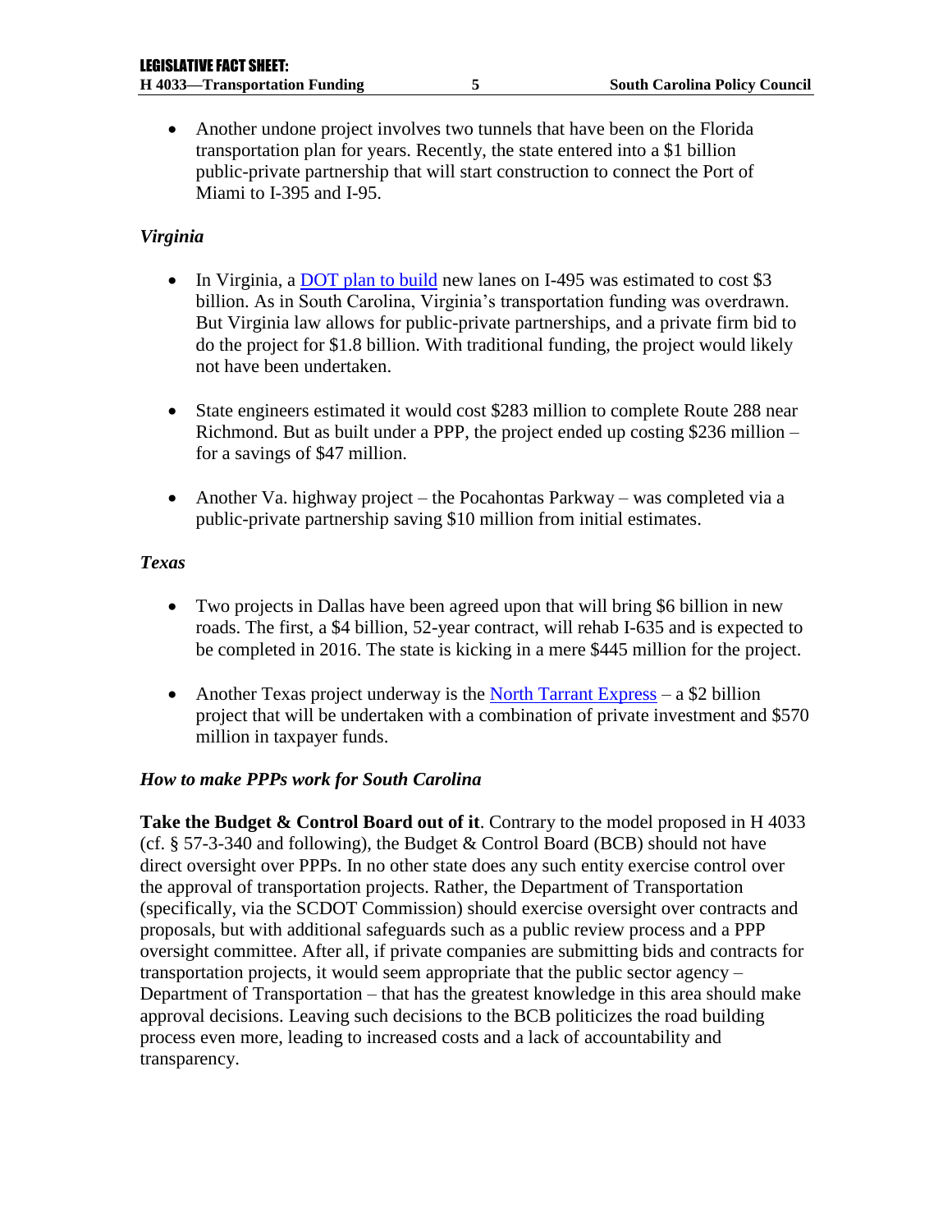- Another undone project involves two tunnels that have been on the Florida transportation plan for years. Recently, the state entered into a $1 billion public-private partnership that will start construction to connect the Port of Miami to I-395 and I-95.

### *Virginia*

- In Virginia, a [DOT plan to build]() new lanes on I-495 was estimated to cost $3 billion. As in South Carolina, Virginia's transportation funding was overdrawn. But Virginia law allows for public-private partnerships, and a private firm bid to do the project for $1.8 billion. With traditional funding, the project would likely not have been undertaken.

- State engineers estimated it would cost $283 million to complete Route 288 near Richmond. But as built under a PPP, the project ended up costing $236 million – for a savings of $47 million.

- Another Va. highway project – the Pocahontas Parkway – was completed via a public-private partnership saving $10 million from initial estimates.

### *Texas*

- Two projects in Dallas have been agreed upon that will bring $6 billion in new roads. The first, a $4 billion, 52-year contract, will rehab I-635 and is expected to be completed in 2016. The state is kicking in a mere $445 million for the project.

- Another Texas project underway is the [North Tarrant Express]() – a $2 billion project that will be undertaken with a combination of private investment and $570 million in taxpayer funds.

### *How to make PPPs work for South Carolina*

**Take the Budget & Control Board out of it**. Contrary to the model proposed in H 4033 (cf. § 57-3-340 and following), the Budget & Control Board (BCB) should not have direct oversight over PPPs. In no other state does any such entity exercise control over the approval of transportation projects. Rather, the Department of Transportation (specifically, via the SCDOT Commission) should exercise oversight over contracts and proposals, but with additional safeguards such as a public review process and a PPP oversight committee. After all, if private companies are submitting bids and contracts for transportation projects, it would seem appropriate that the public sector agency – Department of Transportation – that has the greatest knowledge in this area should make approval decisions. Leaving such decisions to the BCB politicizes the road building process even more, leading to increased costs and a lack of accountability and transparency.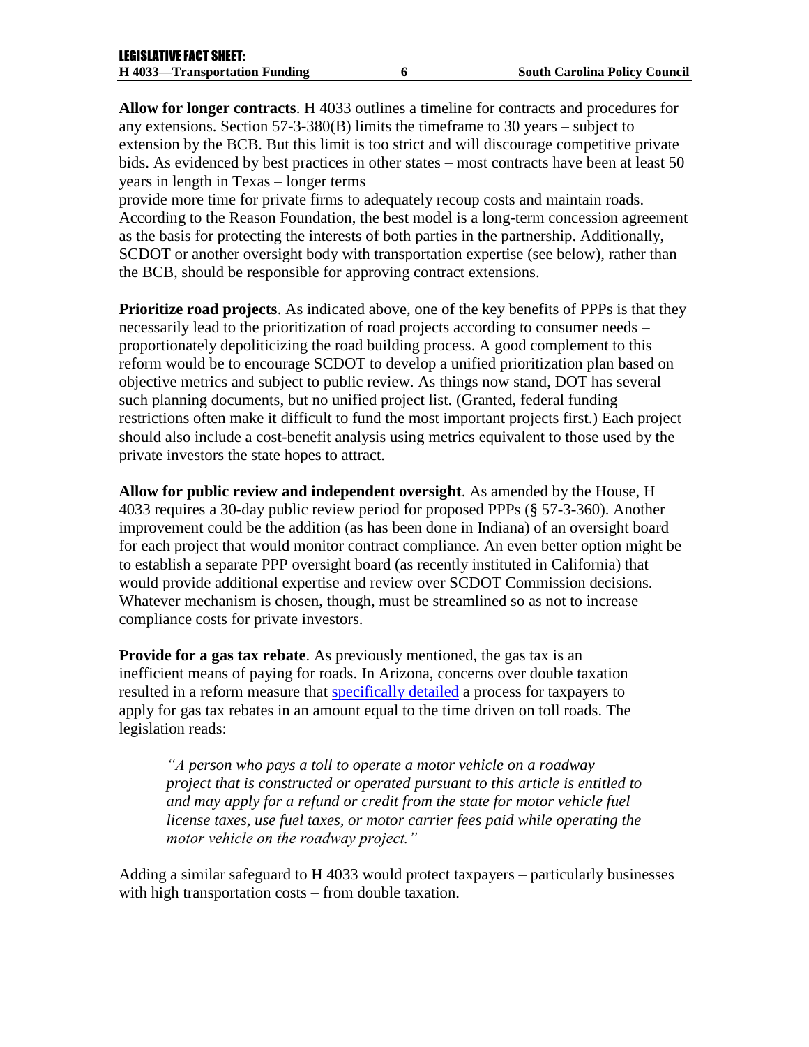**Allow for longer contracts**. H 4033 outlines a timeline for contracts and procedures for any extensions. Section 57-3-380(B) limits the timeframe to 30 years – subject to extension by the BCB. But this limit is too strict and will discourage competitive private bids. As evidenced by best practices in other states – most contracts have been at least 50 years in length in Texas – longer terms provide more time for private firms to adequately recoup costs and maintain roads. According to the Reason Foundation, the best model is a long-term concession agreement as the basis for protecting the interests of both parties in the partnership. Additionally, SCDOT or another oversight body with transportation expertise (see below), rather than the BCB, should be responsible for approving contract extensions.

**Prioritize road projects**. As indicated above, one of the key benefits of PPPs is that they necessarily lead to the prioritization of road projects according to consumer needs – proportionately depoliticizing the road building process. A good complement to this reform would be to encourage SCDOT to develop a unified prioritization plan based on objective metrics and subject to public review. As things now stand, DOT has several such planning documents, but no unified project list. (Granted, federal funding restrictions often make it difficult to fund the most important projects first.) Each project should also include a cost-benefit analysis using metrics equivalent to those used by the private investors the state hopes to attract.

**Allow for public review and independent oversight**. As amended by the House, H 4033 requires a 30-day public review period for proposed PPPs (§ 57-3-360). Another improvement could be the addition (as has been done in Indiana) of an oversight board for each project that would monitor contract compliance. An even better option might be to establish a separate PPP oversight board (as recently instituted in California) that would provide additional expertise and review over SCDOT Commission decisions. Whatever mechanism is chosen, though, must be streamlined so as not to increase compliance costs for private investors.

**Provide for a gas tax rebate**. As previously mentioned, the gas tax is an inefficient means of paying for roads. In Arizona, concerns over double taxation resulted in a reform measure that specifically detailed a process for taxpayers to apply for gas tax rebates in an amount equal to the time driven on toll roads. The legislation reads:

> *"A person who pays a toll to operate a motor vehicle on a roadway project that is constructed or operated pursuant to this article is entitled to and may apply for a refund or credit from the state for motor vehicle fuel license taxes, use fuel taxes, or motor carrier fees paid while operating the motor vehicle on the roadway project."*

Adding a similar safeguard to H 4033 would protect taxpayers – particularly businesses with high transportation costs – from double taxation.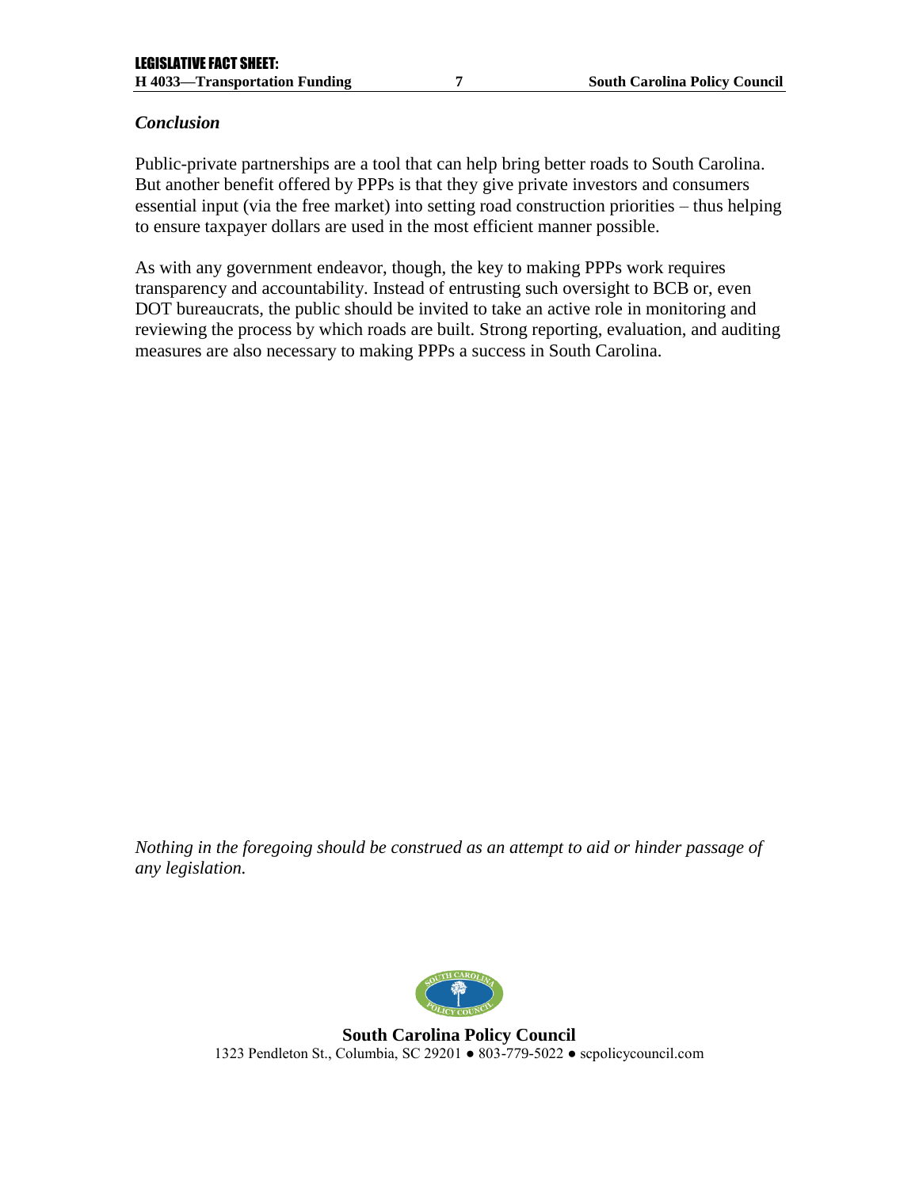### *Conclusion*

Public-private partnerships are a tool that can help bring better roads to South Carolina. But another benefit offered by PPPs is that they give private investors and consumers essential input (via the free market) into setting road construction priorities – thus helping to ensure taxpayer dollars are used in the most efficient manner possible.

As with any government endeavor, though, the key to making PPPs work requires transparency and accountability. Instead of entrusting such oversight to BCB or, even DOT bureaucrats, the public should be invited to take an active role in monitoring and reviewing the process by which roads are built. Strong reporting, evaluation, and auditing measures are also necessary to making PPPs a success in South Carolina.

*Nothing in the foregoing should be construed as an attempt to aid or hinder passage of any legislation.*

**South Carolina Policy Council**

1323 Pendleton St., Columbia, SC 29201 ● 803-779-5022 ● scpolicycouncil.com